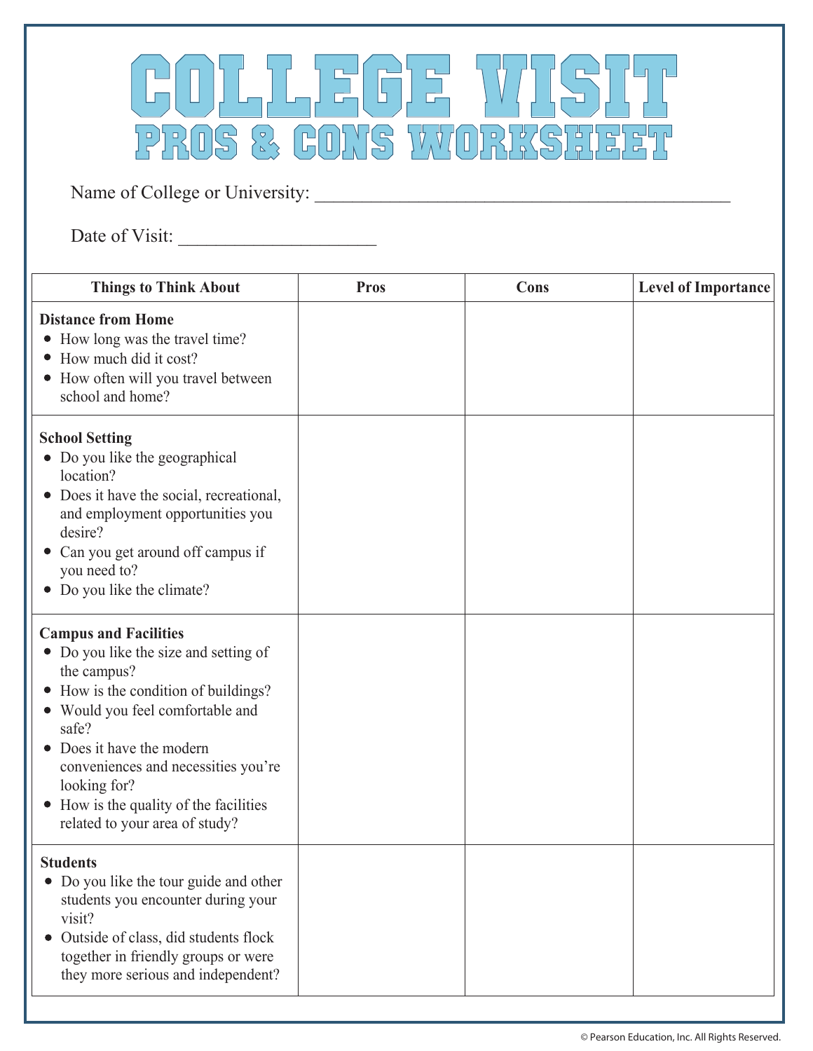# COLLEGE VISIT

## PROS & CONS WORKSHEET

Name of College or University: ___________________________________________

Date of Visit: ____________________

| Things to Think About | Pros | Cons | Level of Importance |
|---|---|---|---|
| **Distance from Home**<br>• How long was the travel time?<br>• How much did it cost?<br>• How often will you travel between school and home? | | | |
| **School Setting**<br>• Do you like the geographical location?<br>• Does it have the social, recreational, and employment opportunities you desire?<br>• Can you get around off campus if you need to?<br>• Do you like the climate? | | | |
| **Campus and Facilities**<br>• Do you like the size and setting of the campus?<br>• How is the condition of buildings?<br>• Would you feel comfortable and safe?<br>• Does it have the modern conveniences and necessities you're looking for?<br>• How is the quality of the facilities related to your area of study? | | | |
| **Students**<br>• Do you like the tour guide and other students you encounter during your visit?<br>• Outside of class, did students flock together in friendly groups or were they more serious and independent? | | | |

© Pearson Education, Inc. All Rights Reserved.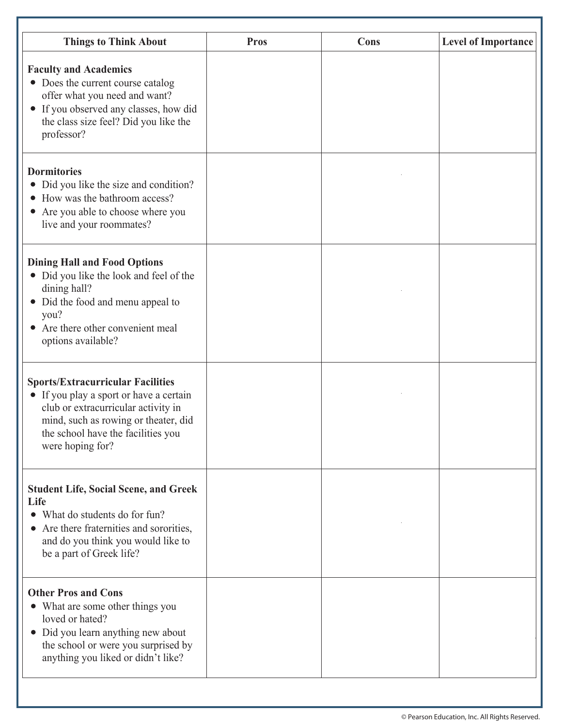| Things to Think About | Pros | Cons | Level of Importance |
| --- | --- | --- | --- |
| **Faculty and Academics**<br>• Does the current course catalog offer what you need and want?<br>• If you observed any classes, how did the class size feel? Did you like the professor? | | | |
| **Dormitories**<br>• Did you like the size and condition?<br>• How was the bathroom access?<br>• Are you able to choose where you live and your roommates? | | | |
| **Dining Hall and Food Options**<br>• Did you like the look and feel of the dining hall?<br>• Did the food and menu appeal to you?<br>• Are there other convenient meal options available? | | | |
| **Sports/Extracurricular Facilities**<br>• If you play a sport or have a certain club or extracurricular activity in mind, such as rowing or theater, did the school have the facilities you were hoping for? | | | |
| **Student Life, Social Scene, and Greek Life**<br>• What do students do for fun?<br>• Are there fraternities and sororities, and do you think you would like to be a part of Greek life? | | | |
| **Other Pros and Cons**<br>• What are some other things you loved or hated?<br>• Did you learn anything new about the school or were you surprised by anything you liked or didn't like? | | | |

© Pearson Education, Inc. All Rights Reserved.